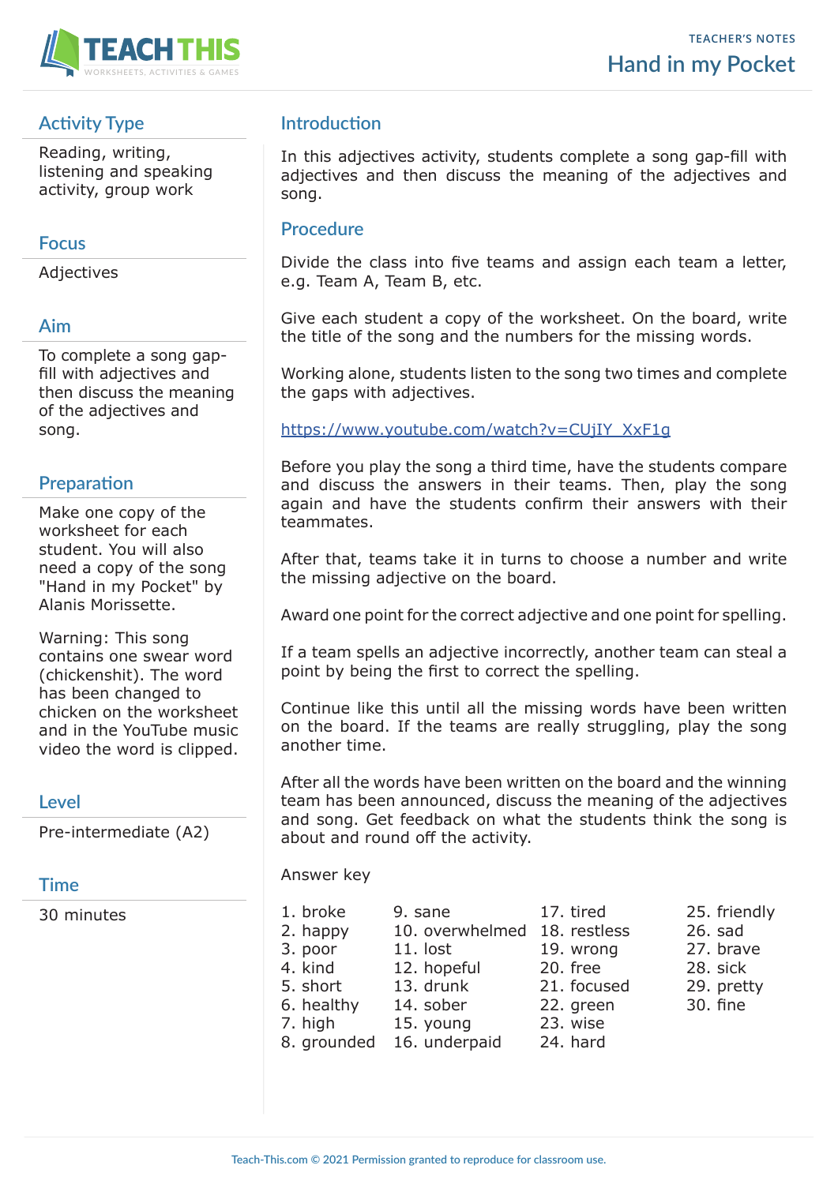TEACHER'S NOTES

# Hand in my Pocket

## Activity Type

Reading, writing, listening and speaking activity, group work

## Focus

Adjectives

## Aim

To complete a song gap-fill with adjectives and then discuss the meaning of the adjectives and song.

## Preparation

Make one copy of the worksheet for each student. You will also need a copy of the song "Hand in my Pocket" by Alanis Morissette.

Warning: This song contains one swear word (chickenshit). The word has been changed to chicken on the worksheet and in the YouTube music video the word is clipped.

## Level

Pre-intermediate (A2)

## Time

30 minutes

## Introduction

In this adjectives activity, students complete a song gap-fill with adjectives and then discuss the meaning of the adjectives and song.

## Procedure

Divide the class into five teams and assign each team a letter, e.g. Team A, Team B, etc.

Give each student a copy of the worksheet. On the board, write the title of the song and the numbers for the missing words.

Working alone, students listen to the song two times and complete the gaps with adjectives.

https://www.youtube.com/watch?v=CUjIY_XxF1g

Before you play the song a third time, have the students compare and discuss the answers in their teams. Then, play the song again and have the students confirm their answers with their teammates.

After that, teams take it in turns to choose a number and write the missing adjective on the board.

Award one point for the correct adjective and one point for spelling.

If a team spells an adjective incorrectly, another team can steal a point by being the first to correct the spelling.

Continue like this until all the missing words have been written on the board. If the teams are really struggling, play the song another time.

After all the words have been written on the board and the winning team has been announced, discuss the meaning of the adjectives and song. Get feedback on what the students think the song is about and round off the activity.

Answer key

1. broke
2. happy
3. poor
4. kind
5. short
6. healthy
7. high
8. grounded
9. sane
10. overwhelmed
11. lost
12. hopeful
13. drunk
14. sober
15. young
16. underpaid
17. tired
18. restless
19. wrong
20. free
21. focused
22. green
23. wise
24. hard
25. friendly
26. sad
27. brave
28. sick
29. pretty
30. fine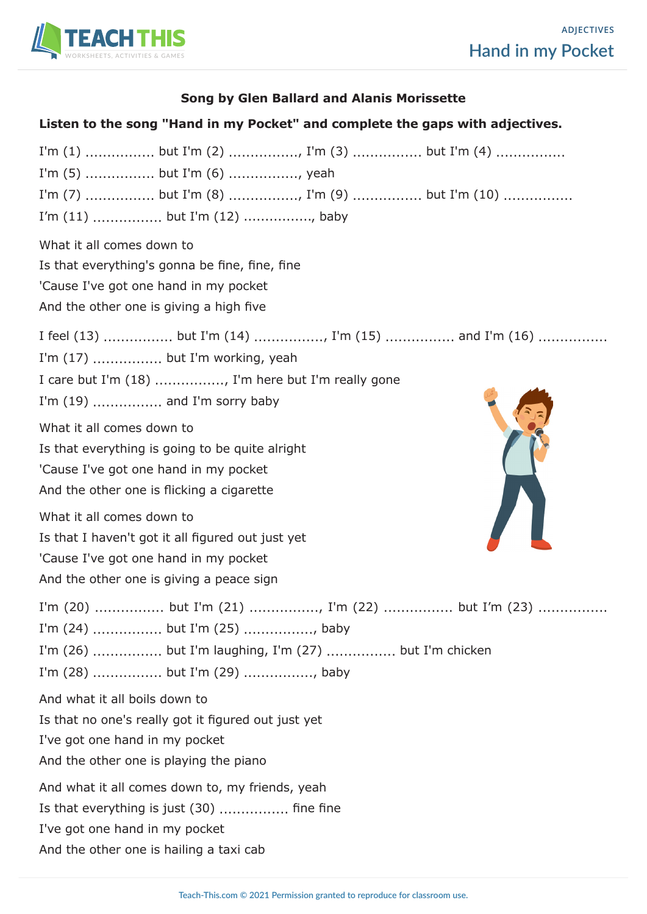# Hand in my Pocket

**Song by Glen Ballard and Alanis Morissette**

**Listen to the song "Hand in my Pocket" and complete the gaps with adjectives.**

I'm (1) ................ but I'm (2) ................, I'm (3) ................ but I'm (4) ................
I'm (5) ................ but I'm (6) ................, yeah
I'm (7) ................ but I'm (8) ................, I'm (9) ................ but I'm (10) ................
I'm (11) ................ but I'm (12) ................, baby

What it all comes down to
Is that everything's gonna be fine, fine, fine
'Cause I've got one hand in my pocket
And the other one is giving a high five

I feel (13) ................ but I'm (14) ................, I'm (15) ................ and I'm (16) ................
I'm (17) ................ but I'm working, yeah
I care but I'm (18) ................, I'm here but I'm really gone
I'm (19) ................ and I'm sorry baby

What it all comes down to
Is that everything is going to be quite alright
'Cause I've got one hand in my pocket
And the other one is flicking a cigarette

What it all comes down to
Is that I haven't got it all figured out just yet
'Cause I've got one hand in my pocket
And the other one is giving a peace sign

I'm (20) ................ but I'm (21) ................, I'm (22) ................ but I'm (23) ................
I'm (24) ................ but I'm (25) ................, baby
I'm (26) ................ but I'm laughing, I'm (27) ................ but I'm chicken
I'm (28) ................ but I'm (29) ................, baby

And what it all boils down to
Is that no one's really got it figured out just yet
I've got one hand in my pocket
And the other one is playing the piano

And what it all comes down to, my friends, yeah
Is that everything is just (30) ................ fine fine
I've got one hand in my pocket
And the other one is hailing a taxi cab